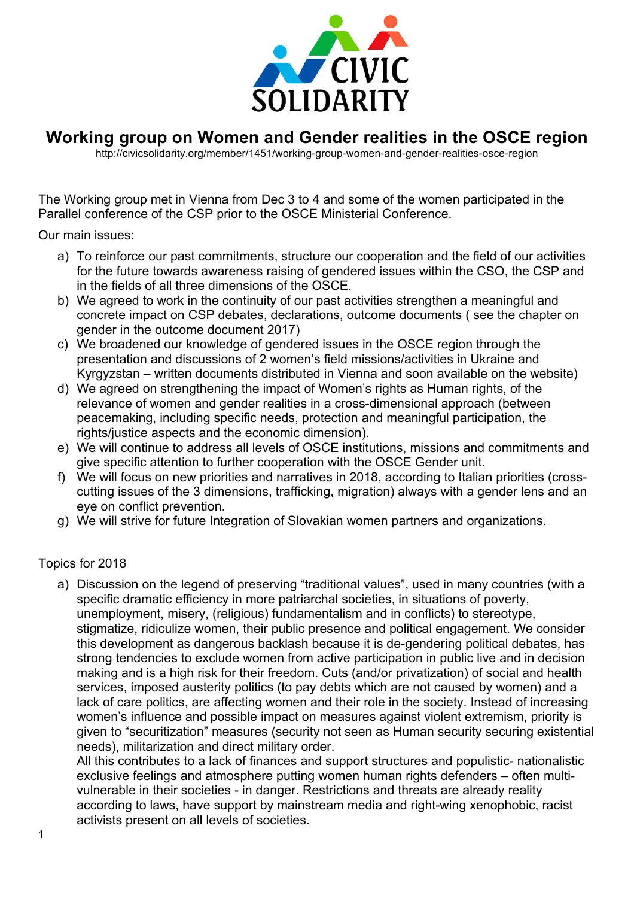CIVIC SOLIDARITY

# Working group on Women and Gender realities in the OSCE region

http://civicsolidarity.org/member/1451/working-group-women-and-gender-realities-osce-region

The Working group met in Vienna from Dec 3 to 4 and some of the women participated in the Parallel conference of the CSP prior to the OSCE Ministerial Conference.

Our main issues:

a) To reinforce our past commitments, structure our cooperation and the field of our activities for the future towards awareness raising of gendered issues within the CSO, the CSP and in the fields of all three dimensions of the OSCE.
b) We agreed to work in the continuity of our past activities strengthen a meaningful and concrete impact on CSP debates, declarations, outcome documents ( see the chapter on gender in the outcome document 2017)
c) We broadened our knowledge of gendered issues in the OSCE region through the presentation and discussions of 2 women's field missions/activities in Ukraine and Kyrgyzstan – written documents distributed in Vienna and soon available on the website)
d) We agreed on strengthening the impact of Women's rights as Human rights, of the relevance of women and gender realities in a cross-dimensional approach (between peacemaking, including specific needs, protection and meaningful participation, the rights/justice aspects and the economic dimension).
e) We will continue to address all levels of OSCE institutions, missions and commitments and give specific attention to further cooperation with the OSCE Gender unit.
f) We will focus on new priorities and narratives in 2018, according to Italian priorities (cross-cutting issues of the 3 dimensions, trafficking, migration) always with a gender lens and an eye on conflict prevention.
g) We will strive for future Integration of Slovakian women partners and organizations.

Topics for 2018

a) Discussion on the legend of preserving "traditional values", used in many countries (with a specific dramatic efficiency in more patriarchal societies, in situations of poverty, unemployment, misery, (religious) fundamentalism and in conflicts) to stereotype, stigmatize, ridiculize women, their public presence and political engagement. We consider this development as dangerous backlash because it is de-gendering political debates, has strong tendencies to exclude women from active participation in public live and in decision making and is a high risk for their freedom. Cuts (and/or privatization) of social and health services, imposed austerity politics (to pay debts which are not caused by women) and a lack of care politics, are affecting women and their role in the society. Instead of increasing women's influence and possible impact on measures against violent extremism, priority is given to "securitization" measures (security not seen as Human security securing existential needs), militarization and direct military order.
   All this contributes to a lack of finances and support structures and populistic- nationalistic exclusive feelings and atmosphere putting women human rights defenders – often multi-vulnerable in their societies - in danger. Restrictions and threats are already reality according to laws, have support by mainstream media and right-wing xenophobic, racist activists present on all levels of societies.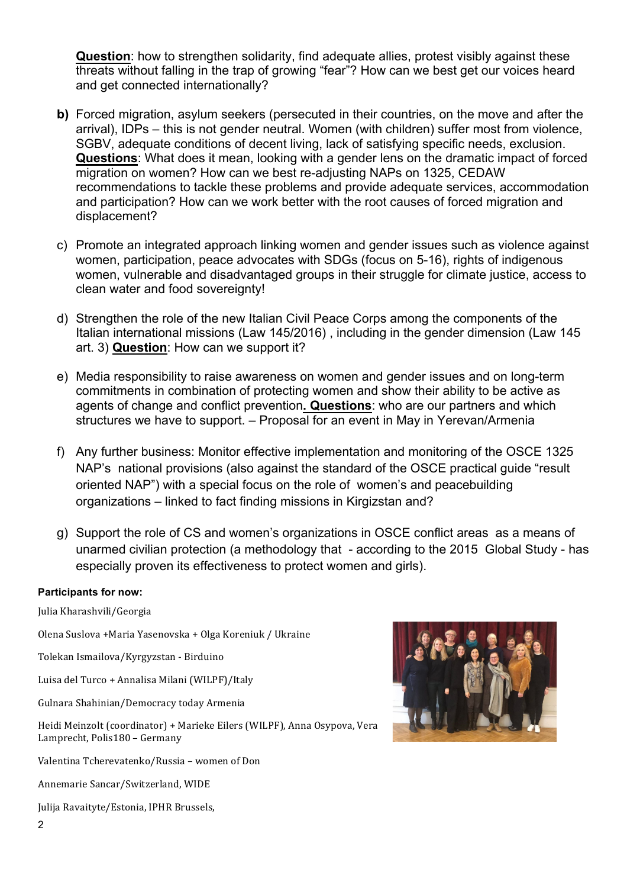**Question**: how to strengthen solidarity, find adequate allies, protest visibly against these threats without falling in the trap of growing "fear"? How can we best get our voices heard and get connected internationally?

**b)** Forced migration, asylum seekers (persecuted in their countries, on the move and after the arrival), IDPs – this is not gender neutral. Women (with children) suffer most from violence, SGBV, adequate conditions of decent living, lack of satisfying specific needs, exclusion. **Questions**: What does it mean, looking with a gender lens on the dramatic impact of forced migration on women? How can we best re-adjusting NAPs on 1325, CEDAW recommendations to tackle these problems and provide adequate services, accommodation and participation? How can we work better with the root causes of forced migration and displacement?

c) Promote an integrated approach linking women and gender issues such as violence against women, participation, peace advocates with SDGs (focus on 5-16), rights of indigenous women, vulnerable and disadvantaged groups in their struggle for climate justice, access to clean water and food sovereignty!

d) Strengthen the role of the new Italian Civil Peace Corps among the components of the Italian international missions (Law 145/2016) , including in the gender dimension (Law 145 art. 3) **Question**: How can we support it?

e) Media responsibility to raise awareness on women and gender issues and on long-term commitments in combination of protecting women and show their ability to be active as agents of change and conflict prevention**. Questions**: who are our partners and which structures we have to support. – Proposal for an event in May in Yerevan/Armenia

f) Any further business: Monitor effective implementation and monitoring of the OSCE 1325 NAP's national provisions (also against the standard of the OSCE practical guide "result oriented NAP") with a special focus on the role of women's and peacebuilding organizations – linked to fact finding missions in Kirgizstan and?

g) Support the role of CS and women's organizations in OSCE conflict areas as a means of unarmed civilian protection (a methodology that - according to the 2015 Global Study - has especially proven its effectiveness to protect women and girls).

**Participants for now:**

Julia Kharashvili/Georgia

Olena Suslova +Maria Yasenovska + Olga Koreniuk / Ukraine

Tolekan Ismailova/Kyrgyzstan - Birduino

Luisa del Turco + Annalisa Milani (WILPF)/Italy

Gulnara Shahinian/Democracy today Armenia

Heidi Meinzolt (coordinator) + Marieke Eilers (WILPF), Anna Osypova, Vera Lamprecht, Polis180 – Germany

Valentina Tcherevatenko/Russia – women of Don

Annemarie Sancar/Switzerland, WIDE

Julija Ravaityte/Estonia, IPHR Brussels,